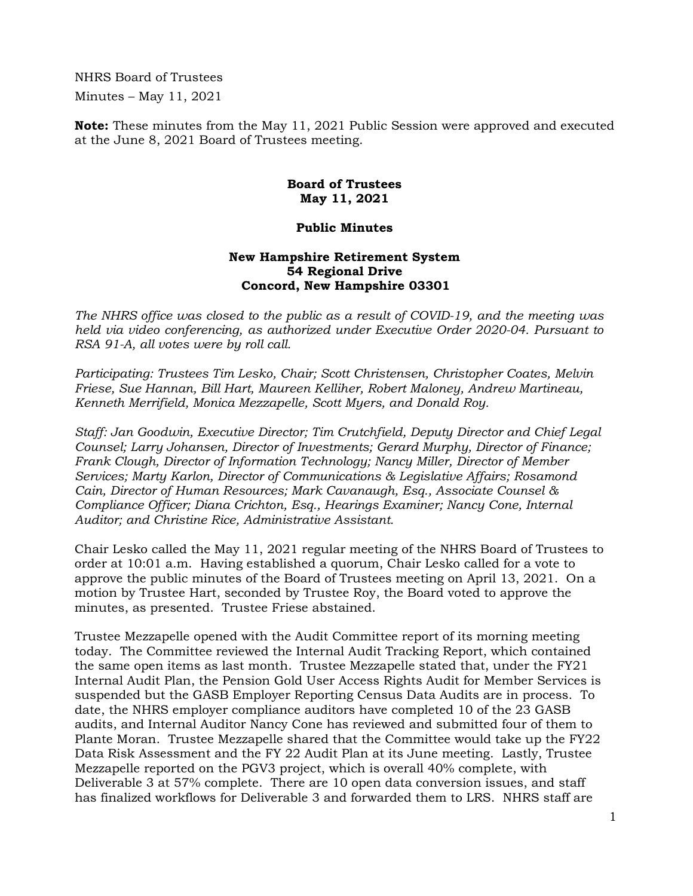NHRS Board of Trustees

Minutes – May 11, 2021

**Note:** These minutes from the May 11, 2021 Public Session were approved and executed at the June 8, 2021 Board of Trustees meeting.

**Board of Trustees**
**May 11, 2021**

**Public Minutes**

**New Hampshire Retirement System**
**54 Regional Drive**
**Concord, New Hampshire 03301**

*The NHRS office was closed to the public as a result of COVID-19, and the meeting was held via video conferencing, as authorized under Executive Order 2020-04. Pursuant to RSA 91-A, all votes were by roll call.*

*Participating: Trustees Tim Lesko, Chair; Scott Christensen, Christopher Coates, Melvin Friese, Sue Hannan, Bill Hart, Maureen Kelliher, Robert Maloney, Andrew Martineau, Kenneth Merrifield, Monica Mezzapelle, Scott Myers, and Donald Roy.*

*Staff: Jan Goodwin, Executive Director; Tim Crutchfield, Deputy Director and Chief Legal Counsel; Larry Johansen, Director of Investments; Gerard Murphy, Director of Finance; Frank Clough, Director of Information Technology; Nancy Miller, Director of Member Services; Marty Karlon, Director of Communications & Legislative Affairs; Rosamond Cain, Director of Human Resources; Mark Cavanaugh, Esq., Associate Counsel & Compliance Officer; Diana Crichton, Esq., Hearings Examiner; Nancy Cone, Internal Auditor; and Christine Rice, Administrative Assistant.*

Chair Lesko called the May 11, 2021 regular meeting of the NHRS Board of Trustees to order at 10:01 a.m. Having established a quorum, Chair Lesko called for a vote to approve the public minutes of the Board of Trustees meeting on April 13, 2021. On a motion by Trustee Hart, seconded by Trustee Roy, the Board voted to approve the minutes, as presented. Trustee Friese abstained.

Trustee Mezzapelle opened with the Audit Committee report of its morning meeting today. The Committee reviewed the Internal Audit Tracking Report, which contained the same open items as last month. Trustee Mezzapelle stated that, under the FY21 Internal Audit Plan, the Pension Gold User Access Rights Audit for Member Services is suspended but the GASB Employer Reporting Census Data Audits are in process. To date, the NHRS employer compliance auditors have completed 10 of the 23 GASB audits, and Internal Auditor Nancy Cone has reviewed and submitted four of them to Plante Moran. Trustee Mezzapelle shared that the Committee would take up the FY22 Data Risk Assessment and the FY 22 Audit Plan at its June meeting. Lastly, Trustee Mezzapelle reported on the PGV3 project, which is overall 40% complete, with Deliverable 3 at 57% complete. There are 10 open data conversion issues, and staff has finalized workflows for Deliverable 3 and forwarded them to LRS. NHRS staff are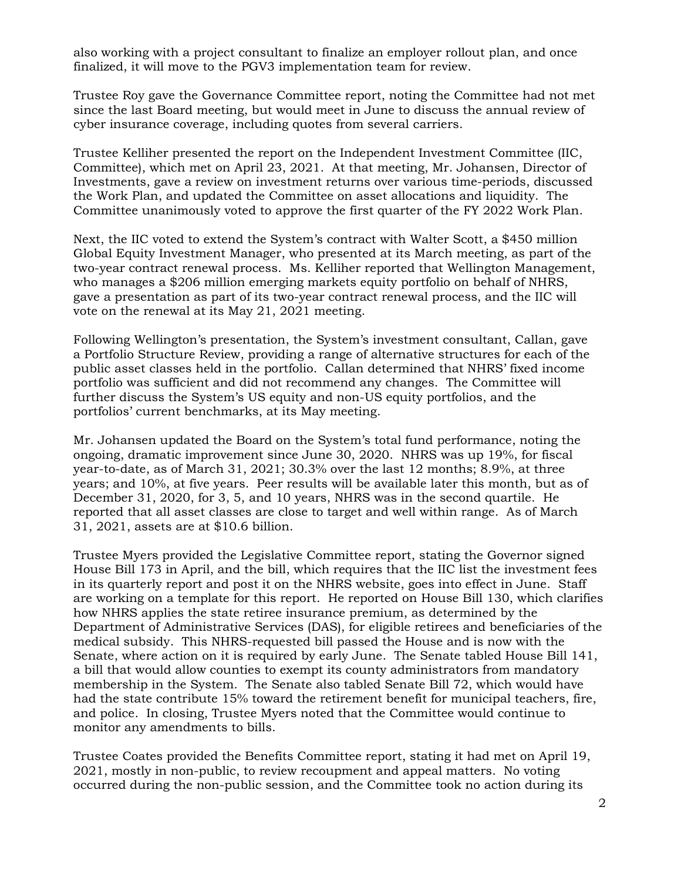also working with a project consultant to finalize an employer rollout plan, and once finalized, it will move to the PGV3 implementation team for review.

Trustee Roy gave the Governance Committee report, noting the Committee had not met since the last Board meeting, but would meet in June to discuss the annual review of cyber insurance coverage, including quotes from several carriers.

Trustee Kelliher presented the report on the Independent Investment Committee (IIC, Committee), which met on April 23, 2021. At that meeting, Mr. Johansen, Director of Investments, gave a review on investment returns over various time-periods, discussed the Work Plan, and updated the Committee on asset allocations and liquidity. The Committee unanimously voted to approve the first quarter of the FY 2022 Work Plan.

Next, the IIC voted to extend the System's contract with Walter Scott, a $450 million Global Equity Investment Manager, who presented at its March meeting, as part of the two-year contract renewal process. Ms. Kelliher reported that Wellington Management, who manages a $206 million emerging markets equity portfolio on behalf of NHRS, gave a presentation as part of its two-year contract renewal process, and the IIC will vote on the renewal at its May 21, 2021 meeting.

Following Wellington's presentation, the System's investment consultant, Callan, gave a Portfolio Structure Review, providing a range of alternative structures for each of the public asset classes held in the portfolio. Callan determined that NHRS' fixed income portfolio was sufficient and did not recommend any changes. The Committee will further discuss the System's US equity and non-US equity portfolios, and the portfolios' current benchmarks, at its May meeting.

Mr. Johansen updated the Board on the System's total fund performance, noting the ongoing, dramatic improvement since June 30, 2020. NHRS was up 19%, for fiscal year-to-date, as of March 31, 2021; 30.3% over the last 12 months; 8.9%, at three years; and 10%, at five years. Peer results will be available later this month, but as of December 31, 2020, for 3, 5, and 10 years, NHRS was in the second quartile. He reported that all asset classes are close to target and well within range. As of March 31, 2021, assets are at $10.6 billion.

Trustee Myers provided the Legislative Committee report, stating the Governor signed House Bill 173 in April, and the bill, which requires that the IIC list the investment fees in its quarterly report and post it on the NHRS website, goes into effect in June. Staff are working on a template for this report. He reported on House Bill 130, which clarifies how NHRS applies the state retiree insurance premium, as determined by the Department of Administrative Services (DAS), for eligible retirees and beneficiaries of the medical subsidy. This NHRS-requested bill passed the House and is now with the Senate, where action on it is required by early June. The Senate tabled House Bill 141, a bill that would allow counties to exempt its county administrators from mandatory membership in the System. The Senate also tabled Senate Bill 72, which would have had the state contribute 15% toward the retirement benefit for municipal teachers, fire, and police. In closing, Trustee Myers noted that the Committee would continue to monitor any amendments to bills.

Trustee Coates provided the Benefits Committee report, stating it had met on April 19, 2021, mostly in non-public, to review recoupment and appeal matters. No voting occurred during the non-public session, and the Committee took no action during its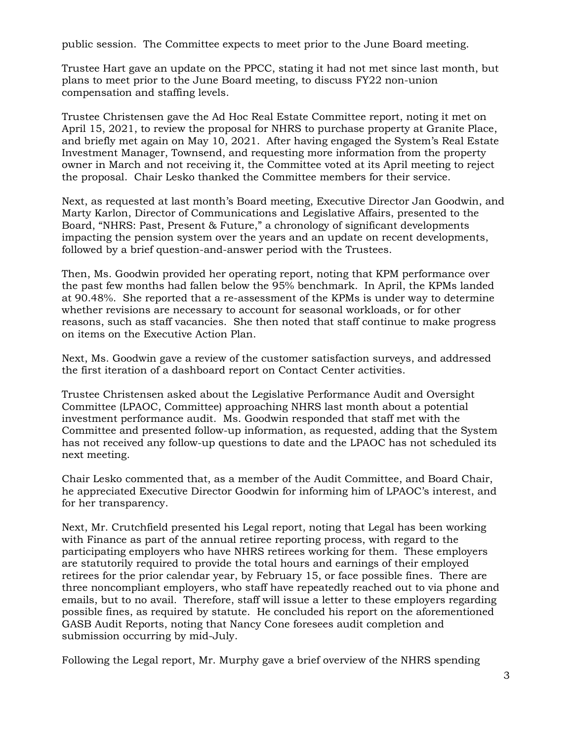public session. The Committee expects to meet prior to the June Board meeting.

Trustee Hart gave an update on the PPCC, stating it had not met since last month, but plans to meet prior to the June Board meeting, to discuss FY22 non-union compensation and staffing levels.

Trustee Christensen gave the Ad Hoc Real Estate Committee report, noting it met on April 15, 2021, to review the proposal for NHRS to purchase property at Granite Place, and briefly met again on May 10, 2021. After having engaged the System's Real Estate Investment Manager, Townsend, and requesting more information from the property owner in March and not receiving it, the Committee voted at its April meeting to reject the proposal. Chair Lesko thanked the Committee members for their service.

Next, as requested at last month's Board meeting, Executive Director Jan Goodwin, and Marty Karlon, Director of Communications and Legislative Affairs, presented to the Board, "NHRS: Past, Present & Future," a chronology of significant developments impacting the pension system over the years and an update on recent developments, followed by a brief question-and-answer period with the Trustees.

Then, Ms. Goodwin provided her operating report, noting that KPM performance over the past few months had fallen below the 95% benchmark. In April, the KPMs landed at 90.48%. She reported that a re-assessment of the KPMs is under way to determine whether revisions are necessary to account for seasonal workloads, or for other reasons, such as staff vacancies. She then noted that staff continue to make progress on items on the Executive Action Plan.

Next, Ms. Goodwin gave a review of the customer satisfaction surveys, and addressed the first iteration of a dashboard report on Contact Center activities.

Trustee Christensen asked about the Legislative Performance Audit and Oversight Committee (LPAOC, Committee) approaching NHRS last month about a potential investment performance audit. Ms. Goodwin responded that staff met with the Committee and presented follow-up information, as requested, adding that the System has not received any follow-up questions to date and the LPAOC has not scheduled its next meeting.

Chair Lesko commented that, as a member of the Audit Committee, and Board Chair, he appreciated Executive Director Goodwin for informing him of LPAOC's interest, and for her transparency.

Next, Mr. Crutchfield presented his Legal report, noting that Legal has been working with Finance as part of the annual retiree reporting process, with regard to the participating employers who have NHRS retirees working for them. These employers are statutorily required to provide the total hours and earnings of their employed retirees for the prior calendar year, by February 15, or face possible fines. There are three noncompliant employers, who staff have repeatedly reached out to via phone and emails, but to no avail. Therefore, staff will issue a letter to these employers regarding possible fines, as required by statute. He concluded his report on the aforementioned GASB Audit Reports, noting that Nancy Cone foresees audit completion and submission occurring by mid-July.

Following the Legal report, Mr. Murphy gave a brief overview of the NHRS spending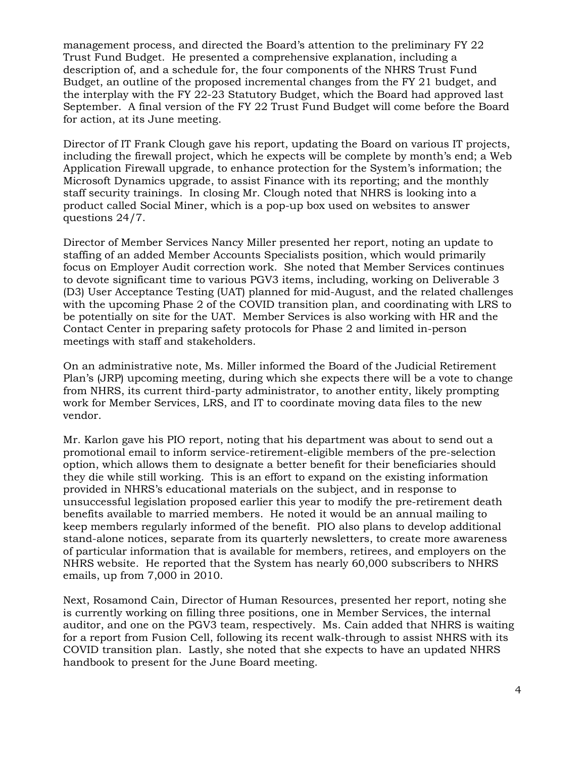management process, and directed the Board's attention to the preliminary FY 22 Trust Fund Budget. He presented a comprehensive explanation, including a description of, and a schedule for, the four components of the NHRS Trust Fund Budget, an outline of the proposed incremental changes from the FY 21 budget, and the interplay with the FY 22-23 Statutory Budget, which the Board had approved last September. A final version of the FY 22 Trust Fund Budget will come before the Board for action, at its June meeting.

Director of IT Frank Clough gave his report, updating the Board on various IT projects, including the firewall project, which he expects will be complete by month's end; a Web Application Firewall upgrade, to enhance protection for the System's information; the Microsoft Dynamics upgrade, to assist Finance with its reporting; and the monthly staff security trainings. In closing Mr. Clough noted that NHRS is looking into a product called Social Miner, which is a pop-up box used on websites to answer questions 24/7.

Director of Member Services Nancy Miller presented her report, noting an update to staffing of an added Member Accounts Specialists position, which would primarily focus on Employer Audit correction work. She noted that Member Services continues to devote significant time to various PGV3 items, including, working on Deliverable 3 (D3) User Acceptance Testing (UAT) planned for mid-August, and the related challenges with the upcoming Phase 2 of the COVID transition plan, and coordinating with LRS to be potentially on site for the UAT. Member Services is also working with HR and the Contact Center in preparing safety protocols for Phase 2 and limited in-person meetings with staff and stakeholders.

On an administrative note, Ms. Miller informed the Board of the Judicial Retirement Plan's (JRP) upcoming meeting, during which she expects there will be a vote to change from NHRS, its current third-party administrator, to another entity, likely prompting work for Member Services, LRS, and IT to coordinate moving data files to the new vendor.

Mr. Karlon gave his PIO report, noting that his department was about to send out a promotional email to inform service-retirement-eligible members of the pre-selection option, which allows them to designate a better benefit for their beneficiaries should they die while still working. This is an effort to expand on the existing information provided in NHRS's educational materials on the subject, and in response to unsuccessful legislation proposed earlier this year to modify the pre-retirement death benefits available to married members. He noted it would be an annual mailing to keep members regularly informed of the benefit. PIO also plans to develop additional stand-alone notices, separate from its quarterly newsletters, to create more awareness of particular information that is available for members, retirees, and employers on the NHRS website. He reported that the System has nearly 60,000 subscribers to NHRS emails, up from 7,000 in 2010.

Next, Rosamond Cain, Director of Human Resources, presented her report, noting she is currently working on filling three positions, one in Member Services, the internal auditor, and one on the PGV3 team, respectively. Ms. Cain added that NHRS is waiting for a report from Fusion Cell, following its recent walk-through to assist NHRS with its COVID transition plan. Lastly, she noted that she expects to have an updated NHRS handbook to present for the June Board meeting.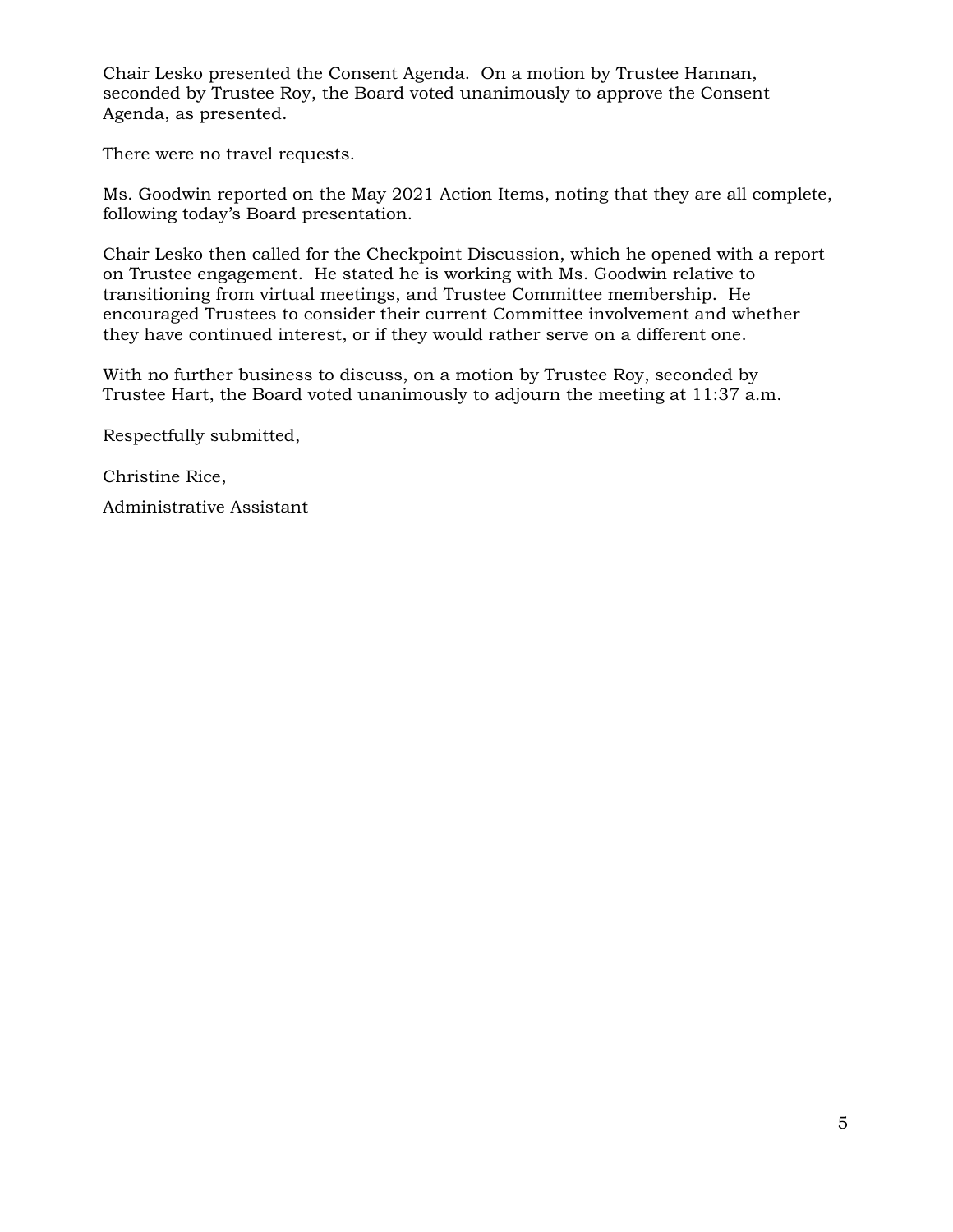Chair Lesko presented the Consent Agenda. On a motion by Trustee Hannan, seconded by Trustee Roy, the Board voted unanimously to approve the Consent Agenda, as presented.

There were no travel requests.

Ms. Goodwin reported on the May 2021 Action Items, noting that they are all complete, following today's Board presentation.

Chair Lesko then called for the Checkpoint Discussion, which he opened with a report on Trustee engagement. He stated he is working with Ms. Goodwin relative to transitioning from virtual meetings, and Trustee Committee membership. He encouraged Trustees to consider their current Committee involvement and whether they have continued interest, or if they would rather serve on a different one.

With no further business to discuss, on a motion by Trustee Roy, seconded by Trustee Hart, the Board voted unanimously to adjourn the meeting at 11:37 a.m.

Respectfully submitted,

Christine Rice,

Administrative Assistant